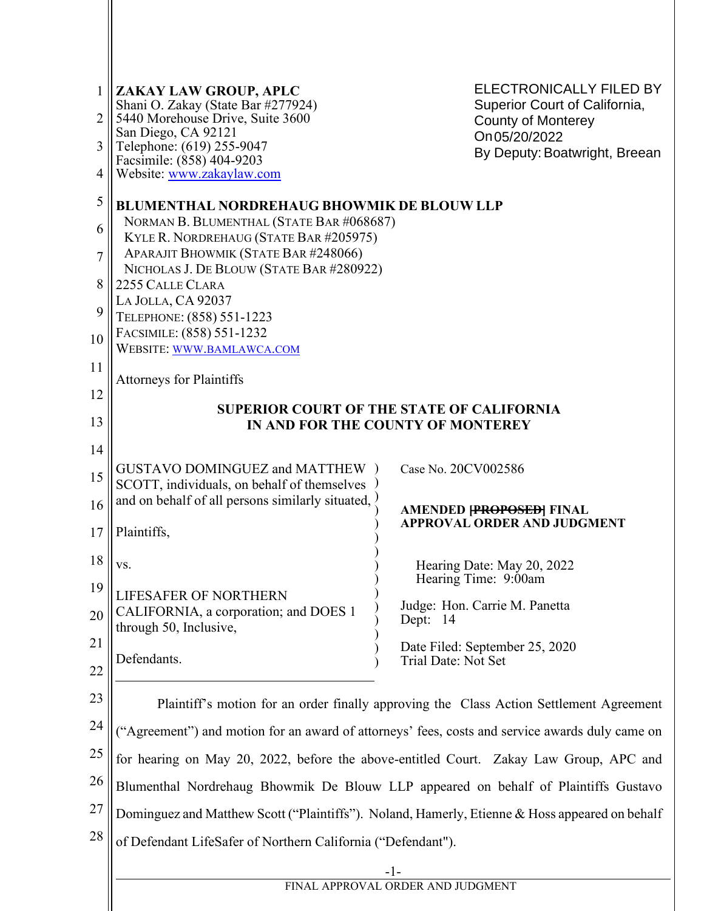**ZAKAY LAW GROUP, APLC**
Shani O. Zakay (State Bar #277924)
5440 Morehouse Drive, Suite 3600
San Diego, CA 92121
Telephone: (619) 255-9047
Facsimile: (858) 404-9203
Website: www.zakaylaw.com

ELECTRONICALLY FILED BY
Superior Court of California,
County of Monterey
On 05/20/2022
By Deputy: Boatwright, Breean

**BLUMENTHAL NORDREHAUG BHOWMIK DE BLOUW LLP**
NORMAN B. BLUMENTHAL (STATE BAR #068687)
KYLE R. NORDREHAUG (STATE BAR #205975)
APARAJIT BHOWMIK (STATE BAR #248066)
NICHOLAS J. DE BLOUW (STATE BAR #280922)
2255 CALLE CLARA
LA JOLLA, CA 92037
TELEPHONE: (858) 551-1223
FACSIMILE: (858) 551-1232
WEBSITE: WWW.BAMLAWCA.COM

Attorneys for Plaintiffs

**SUPERIOR COURT OF THE STATE OF CALIFORNIA**
**IN AND FOR THE COUNTY OF MONTEREY**

GUSTAVO DOMINGUEZ and MATTHEW SCOTT, individuals, on behalf of themselves and on behalf of all persons similarly situated,

Plaintiffs,

vs.

LIFESAFER OF NORTHERN CALIFORNIA, a corporation; and DOES 1 through 50, Inclusive,

Defendants.

Case No. 20CV002586

**AMENDED [~~PROPOSED~~] FINAL APPROVAL ORDER AND JUDGMENT**

Hearing Date: May 20, 2022
Hearing Time: 9:00am

Judge: Hon. Carrie M. Panetta
Dept: 14

Date Filed: September 25, 2020
Trial Date: Not Set

Plaintiff's motion for an order finally approving the Class Action Settlement Agreement ("Agreement") and motion for an award of attorneys' fees, costs and service awards duly came on for hearing on May 20, 2022, before the above-entitled Court. Zakay Law Group, APC and Blumenthal Nordrehaug Bhowmik De Blouw LLP appeared on behalf of Plaintiffs Gustavo Dominguez and Matthew Scott ("Plaintiffs"). Noland, Hamerly, Etienne & Hoss appeared on behalf of Defendant LifeSafer of Northern California ("Defendant").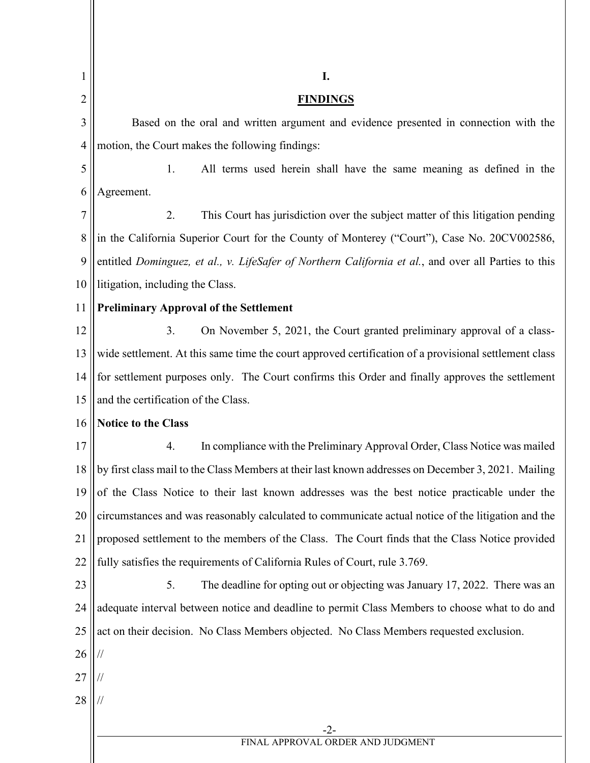# I.

## FINDINGS

Based on the oral and written argument and evidence presented in connection with the motion, the Court makes the following findings:

1. All terms used herein shall have the same meaning as defined in the Agreement.

2. This Court has jurisdiction over the subject matter of this litigation pending in the California Superior Court for the County of Monterey ("Court"), Case No. 20CV002586, entitled *Dominguez, et al., v. LifeSafer of Northern California et al.*, and over all Parties to this litigation, including the Class.

**Preliminary Approval of the Settlement**

3. On November 5, 2021, the Court granted preliminary approval of a class-wide settlement. At this same time the court approved certification of a provisional settlement class for settlement purposes only. The Court confirms this Order and finally approves the settlement and the certification of the Class.

**Notice to the Class**

4. In compliance with the Preliminary Approval Order, Class Notice was mailed by first class mail to the Class Members at their last known addresses on December 3, 2021. Mailing of the Class Notice to their last known addresses was the best notice practicable under the circumstances and was reasonably calculated to communicate actual notice of the litigation and the proposed settlement to the members of the Class. The Court finds that the Class Notice provided fully satisfies the requirements of California Rules of Court, rule 3.769.

5. The deadline for opting out or objecting was January 17, 2022. There was an adequate interval between notice and deadline to permit Class Members to choose what to do and act on their decision. No Class Members objected. No Class Members requested exclusion.

//

//

//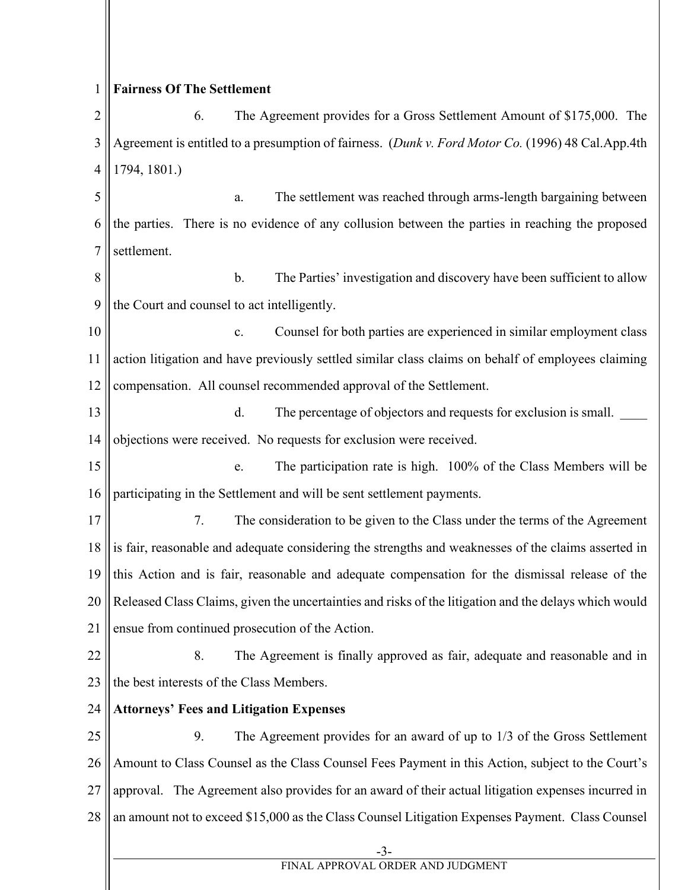**Fairness Of The Settlement**

6. The Agreement provides for a Gross Settlement Amount of $175,000. The Agreement is entitled to a presumption of fairness. (*Dunk v. Ford Motor Co.* (1996) 48 Cal.App.4th 1794, 1801.)

a. The settlement was reached through arms-length bargaining between the parties. There is no evidence of any collusion between the parties in reaching the proposed settlement.

b. The Parties' investigation and discovery have been sufficient to allow the Court and counsel to act intelligently.

c. Counsel for both parties are experienced in similar employment class action litigation and have previously settled similar class claims on behalf of employees claiming compensation. All counsel recommended approval of the Settlement.

d. The percentage of objectors and requests for exclusion is small. ____ objections were received. No requests for exclusion were received.

e. The participation rate is high. 100% of the Class Members will be participating in the Settlement and will be sent settlement payments.

7. The consideration to be given to the Class under the terms of the Agreement is fair, reasonable and adequate considering the strengths and weaknesses of the claims asserted in this Action and is fair, reasonable and adequate compensation for the dismissal release of the Released Class Claims, given the uncertainties and risks of the litigation and the delays which would ensue from continued prosecution of the Action.

8. The Agreement is finally approved as fair, adequate and reasonable and in the best interests of the Class Members.

**Attorneys' Fees and Litigation Expenses**

9. The Agreement provides for an award of up to 1/3 of the Gross Settlement Amount to Class Counsel as the Class Counsel Fees Payment in this Action, subject to the Court's approval. The Agreement also provides for an award of their actual litigation expenses incurred in an amount not to exceed $15,000 as the Class Counsel Litigation Expenses Payment. Class Counsel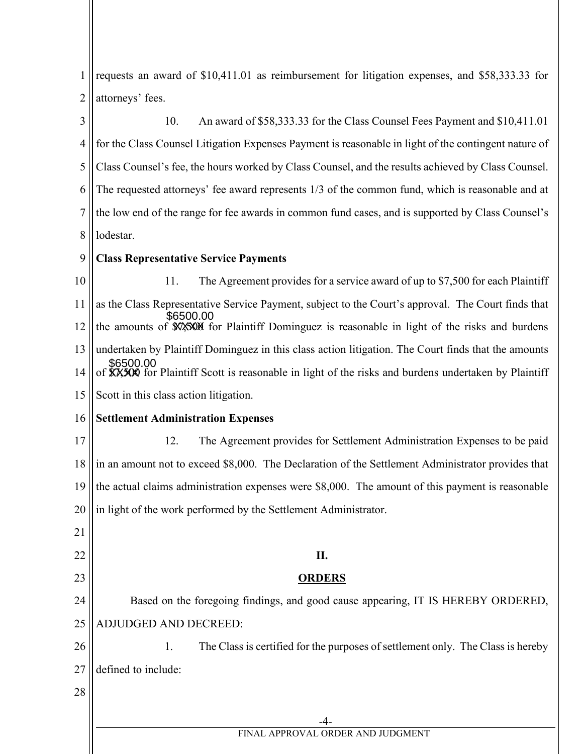requests an award of $10,411.01 as reimbursement for litigation expenses, and $58,333.33 for attorneys' fees.

10. An award of $58,333.33 for the Class Counsel Fees Payment and $10,411.01 for the Class Counsel Litigation Expenses Payment is reasonable in light of the contingent nature of Class Counsel's fee, the hours worked by Class Counsel, and the results achieved by Class Counsel. The requested attorneys' fee award represents 1/3 of the common fund, which is reasonable and at the low end of the range for fee awards in common fund cases, and is supported by Class Counsel's lodestar.

**Class Representative Service Payments**

11. The Agreement provides for a service award of up to $7,500 for each Plaintiff as the Class Representative Service Payment, subject to the Court's approval. The Court finds that the amounts of ~~$7,500~~ $6500.00 for Plaintiff Dominguez is reasonable in light of the risks and burdens undertaken by Plaintiff Dominguez in this class action litigation. The Court finds that the amounts of ~~$7,500~~ $6500.00 for Plaintiff Scott is reasonable in light of the risks and burdens undertaken by Plaintiff Scott in this class action litigation.

**Settlement Administration Expenses**

12. The Agreement provides for Settlement Administration Expenses to be paid in an amount not to exceed $8,000. The Declaration of the Settlement Administrator provides that the actual claims administration expenses were $8,000. The amount of this payment is reasonable in light of the work performed by the Settlement Administrator.

## II.

## ORDERS

Based on the foregoing findings, and good cause appearing, IT IS HEREBY ORDERED, ADJUDGED AND DECREED:

1. The Class is certified for the purposes of settlement only. The Class is hereby defined to include: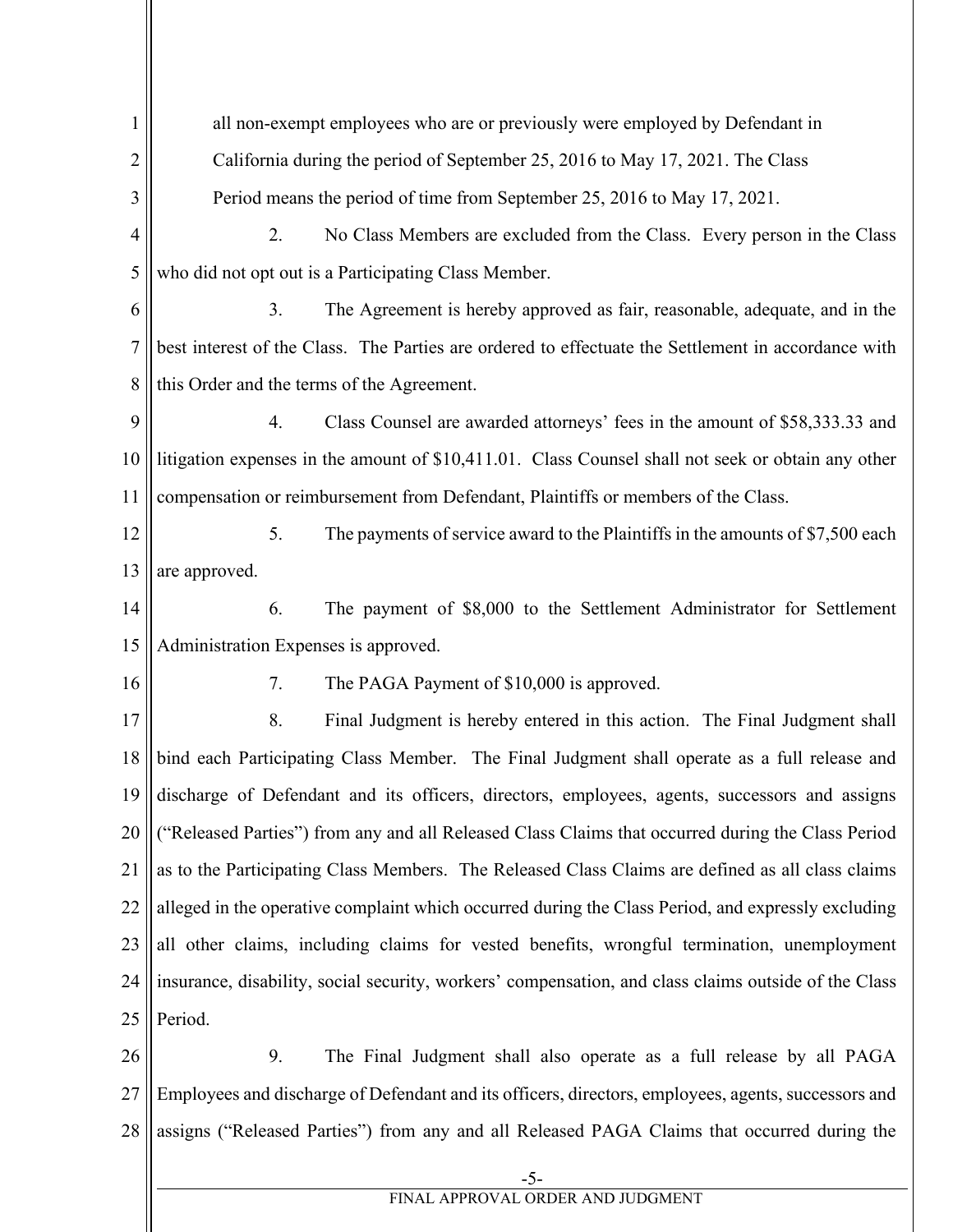all non-exempt employees who are or previously were employed by Defendant in California during the period of September 25, 2016 to May 17, 2021. The Class Period means the period of time from September 25, 2016 to May 17, 2021.

2. No Class Members are excluded from the Class. Every person in the Class who did not opt out is a Participating Class Member.

3. The Agreement is hereby approved as fair, reasonable, adequate, and in the best interest of the Class. The Parties are ordered to effectuate the Settlement in accordance with this Order and the terms of the Agreement.

4. Class Counsel are awarded attorneys' fees in the amount of $58,333.33 and litigation expenses in the amount of $10,411.01. Class Counsel shall not seek or obtain any other compensation or reimbursement from Defendant, Plaintiffs or members of the Class.

5. The payments of service award to the Plaintiffs in the amounts of $7,500 each are approved.

6. The payment of $8,000 to the Settlement Administrator for Settlement Administration Expenses is approved.

7. The PAGA Payment of $10,000 is approved.

8. Final Judgment is hereby entered in this action. The Final Judgment shall bind each Participating Class Member. The Final Judgment shall operate as a full release and discharge of Defendant and its officers, directors, employees, agents, successors and assigns ("Released Parties") from any and all Released Class Claims that occurred during the Class Period as to the Participating Class Members. The Released Class Claims are defined as all class claims alleged in the operative complaint which occurred during the Class Period, and expressly excluding all other claims, including claims for vested benefits, wrongful termination, unemployment insurance, disability, social security, workers' compensation, and class claims outside of the Class Period.

9. The Final Judgment shall also operate as a full release by all PAGA Employees and discharge of Defendant and its officers, directors, employees, agents, successors and assigns ("Released Parties") from any and all Released PAGA Claims that occurred during the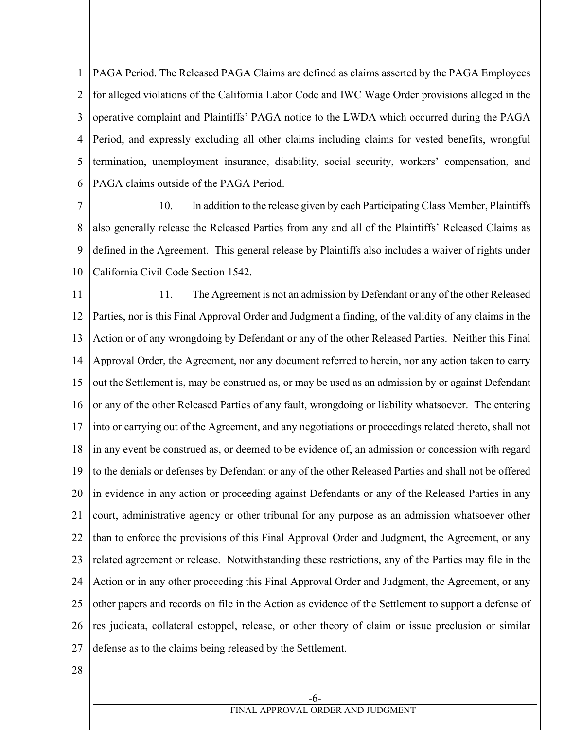PAGA Period. The Released PAGA Claims are defined as claims asserted by the PAGA Employees for alleged violations of the California Labor Code and IWC Wage Order provisions alleged in the operative complaint and Plaintiffs' PAGA notice to the LWDA which occurred during the PAGA Period, and expressly excluding all other claims including claims for vested benefits, wrongful termination, unemployment insurance, disability, social security, workers' compensation, and PAGA claims outside of the PAGA Period.

10. In addition to the release given by each Participating Class Member, Plaintiffs also generally release the Released Parties from any and all of the Plaintiffs' Released Claims as defined in the Agreement. This general release by Plaintiffs also includes a waiver of rights under California Civil Code Section 1542.

11. The Agreement is not an admission by Defendant or any of the other Released Parties, nor is this Final Approval Order and Judgment a finding, of the validity of any claims in the Action or of any wrongdoing by Defendant or any of the other Released Parties. Neither this Final Approval Order, the Agreement, nor any document referred to herein, nor any action taken to carry out the Settlement is, may be construed as, or may be used as an admission by or against Defendant or any of the other Released Parties of any fault, wrongdoing or liability whatsoever. The entering into or carrying out of the Agreement, and any negotiations or proceedings related thereto, shall not in any event be construed as, or deemed to be evidence of, an admission or concession with regard to the denials or defenses by Defendant or any of the other Released Parties and shall not be offered in evidence in any action or proceeding against Defendants or any of the Released Parties in any court, administrative agency or other tribunal for any purpose as an admission whatsoever other than to enforce the provisions of this Final Approval Order and Judgment, the Agreement, or any related agreement or release. Notwithstanding these restrictions, any of the Parties may file in the Action or in any other proceeding this Final Approval Order and Judgment, the Agreement, or any other papers and records on file in the Action as evidence of the Settlement to support a defense of res judicata, collateral estoppel, release, or other theory of claim or issue preclusion or similar defense as to the claims being released by the Settlement.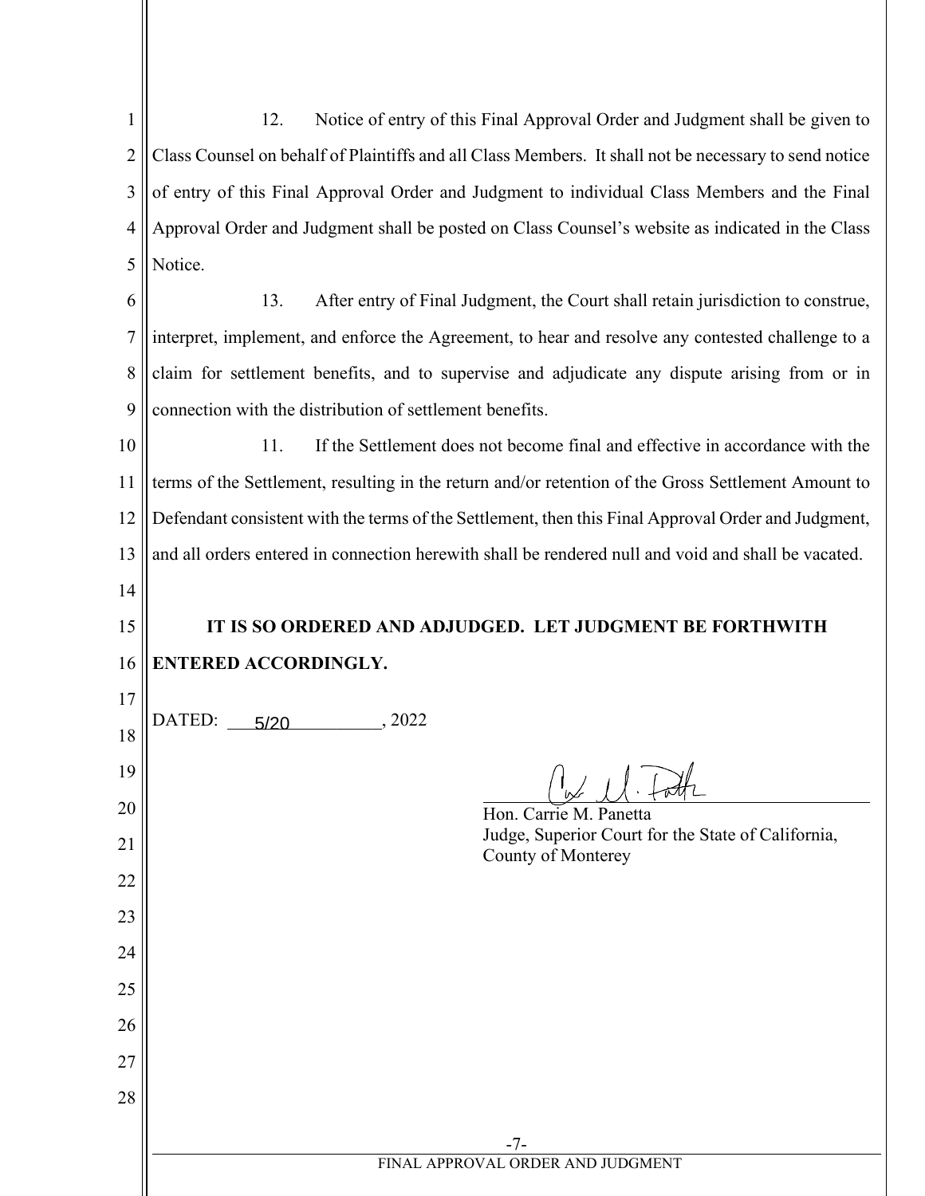12. Notice of entry of this Final Approval Order and Judgment shall be given to Class Counsel on behalf of Plaintiffs and all Class Members. It shall not be necessary to send notice of entry of this Final Approval Order and Judgment to individual Class Members and the Final Approval Order and Judgment shall be posted on Class Counsel's website as indicated in the Class Notice.

13. After entry of Final Judgment, the Court shall retain jurisdiction to construe, interpret, implement, and enforce the Agreement, to hear and resolve any contested challenge to a claim for settlement benefits, and to supervise and adjudicate any dispute arising from or in connection with the distribution of settlement benefits.

11. If the Settlement does not become final and effective in accordance with the terms of the Settlement, resulting in the return and/or retention of the Gross Settlement Amount to Defendant consistent with the terms of the Settlement, then this Final Approval Order and Judgment, and all orders entered in connection herewith shall be rendered null and void and shall be vacated.

**IT IS SO ORDERED AND ADJUDGED. LET JUDGMENT BE FORTHWITH ENTERED ACCORDINGLY.**

DATED: 5/20, 2022

Hon. Carrie M. Panetta
Judge, Superior Court for the State of California,
County of Monterey